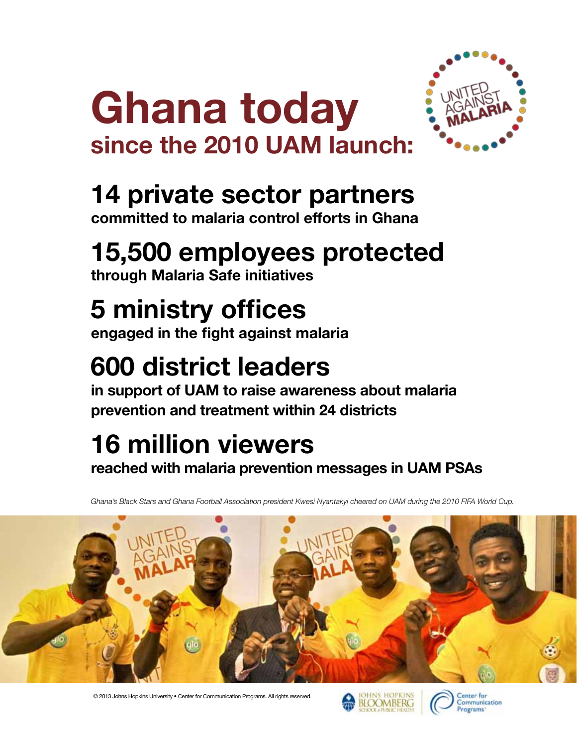# Ghana today

## since the 2010 UAM launch:

## 14 private sector partners

**committed to malaria control efforts in Ghana**

## 15,500 employees protected

**through Malaria Safe initiatives**

## 5 ministry offices

**engaged in the fight against malaria**

## 600 district leaders

**in support of UAM to raise awareness about malaria prevention and treatment within 24 districts**

## 16 million viewers

**reached with malaria prevention messages in UAM PSAs**

*Ghana's Black Stars and Ghana Football Association president Kwesi Nyantakyi cheered on UAM during the 2010 FIFA World Cup.*

© 2013 Johns Hopkins University • Center for Communication Programs. All rights reserved.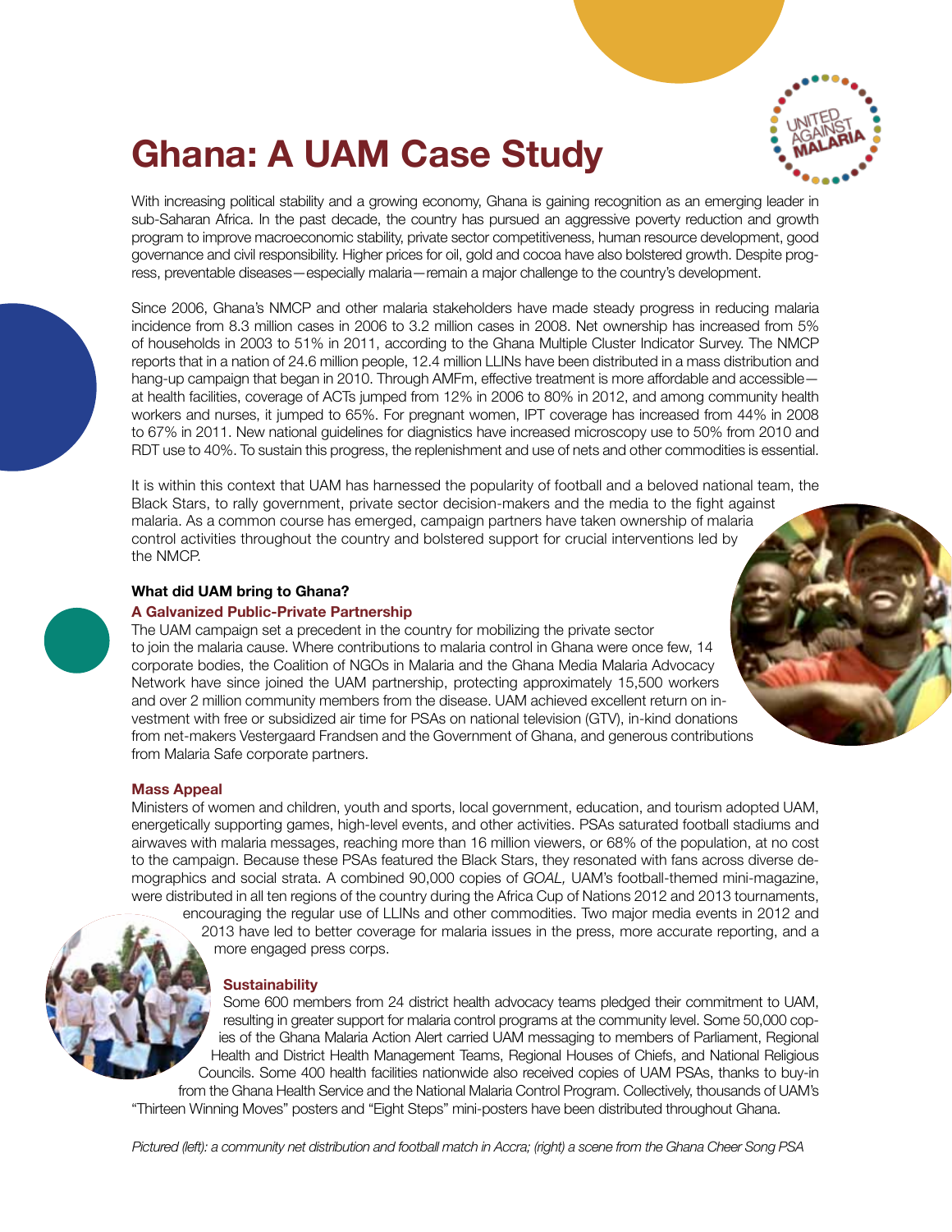# Ghana: A UAM Case Study

With increasing political stability and a growing economy, Ghana is gaining recognition as an emerging leader in sub-Saharan Africa. In the past decade, the country has pursued an aggressive poverty reduction and growth program to improve macroeconomic stability, private sector competitiveness, human resource development, good governance and civil responsibility. Higher prices for oil, gold and cocoa have also bolstered growth. Despite progress, preventable diseases—especially malaria—remain a major challenge to the country's development.

Since 2006, Ghana's NMCP and other malaria stakeholders have made steady progress in reducing malaria incidence from 8.3 million cases in 2006 to 3.2 million cases in 2008. Net ownership has increased from 5% of households in 2003 to 51% in 2011, according to the Ghana Multiple Cluster Indicator Survey. The NMCP reports that in a nation of 24.6 million people, 12.4 million LLINs have been distributed in a mass distribution and hang-up campaign that began in 2010. Through AMFm, effective treatment is more affordable and accessible—at health facilities, coverage of ACTs jumped from 12% in 2006 to 80% in 2012, and among community health workers and nurses, it jumped to 65%. For pregnant women, IPT coverage has increased from 44% in 2008 to 67% in 2011. New national guidelines for diagnostics have increased microscopy use to 50% from 2010 and RDT use to 40%. To sustain this progress, the replenishment and use of nets and other commodities is essential.

It is within this context that UAM has harnessed the popularity of football and a beloved national team, the Black Stars, to rally government, private sector decision-makers and the media to the fight against malaria. As a common course has emerged, campaign partners have taken ownership of malaria control activities throughout the country and bolstered support for crucial interventions led by the NMCP.

**What did UAM bring to Ghana?**

### A Galvanized Public-Private Partnership

The UAM campaign set a precedent in the country for mobilizing the private sector to join the malaria cause. Where contributions to malaria control in Ghana were once few, 14 corporate bodies, the Coalition of NGOs in Malaria and the Ghana Media Malaria Advocacy Network have since joined the UAM partnership, protecting approximately 15,500 workers and over 2 million community members from the disease. UAM achieved excellent return on investment with free or subsidized air time for PSAs on national television (GTV), in-kind donations from net-makers Vestergaard Frandsen and the Government of Ghana, and generous contributions from Malaria Safe corporate partners.

### Mass Appeal

Ministers of women and children, youth and sports, local government, education, and tourism adopted UAM, energetically supporting games, high-level events, and other activities. PSAs saturated football stadiums and airwaves with malaria messages, reaching more than 16 million viewers, or 68% of the population, at no cost to the campaign. Because these PSAs featured the Black Stars, they resonated with fans across diverse demographics and social strata. A combined 90,000 copies of *GOAL,* UAM's football-themed mini-magazine, were distributed in all ten regions of the country during the Africa Cup of Nations 2012 and 2013 tournaments, encouraging the regular use of LLINs and other commodities. Two major media events in 2012 and 2013 have led to better coverage for malaria issues in the press, more accurate reporting, and a more engaged press corps.

### Sustainability

Some 600 members from 24 district health advocacy teams pledged their commitment to UAM, resulting in greater support for malaria control programs at the community level. Some 50,000 copies of the Ghana Malaria Action Alert carried UAM messaging to members of Parliament, Regional Health and District Health Management Teams, Regional Houses of Chiefs, and National Religious Councils. Some 400 health facilities nationwide also received copies of UAM PSAs, thanks to buy-in from the Ghana Health Service and the National Malaria Control Program. Collectively, thousands of UAM's "Thirteen Winning Moves" posters and "Eight Steps" mini-posters have been distributed throughout Ghana.

*Pictured (left): a community net distribution and football match in Accra; (right) a scene from the Ghana Cheer Song PSA*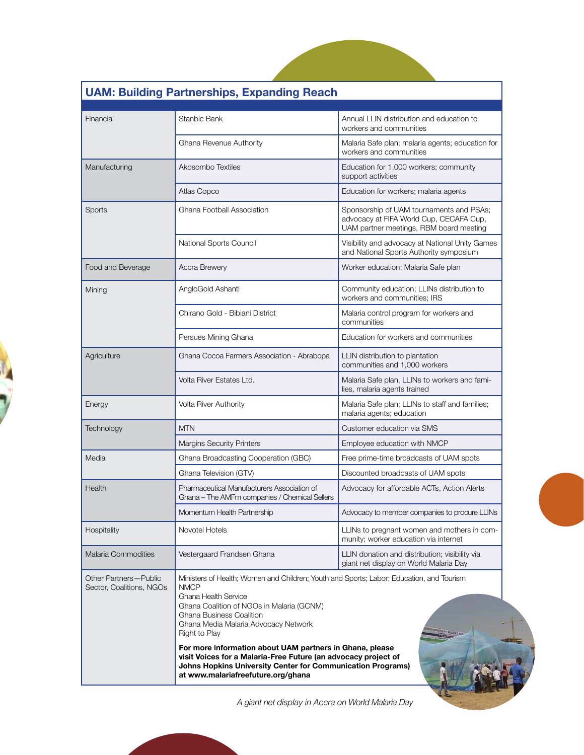## UAM: Building Partnerships, Expanding Reach

| Sector | Partner | Activities |
|---|---|---|
| Financial | Stanbic Bank | Annual LLIN distribution and education to workers and communities |
| | Ghana Revenue Authority | Malaria Safe plan; malaria agents; education for workers and communities |
| Manufacturing | Akosombo Textiles | Education for 1,000 workers; community support activities |
| | Atlas Copco | Education for workers; malaria agents |
| Sports | Ghana Football Association | Sponsorship of UAM tournaments and PSAs; advocacy at FIFA World Cup, CECAFA Cup, UAM partner meetings, RBM board meeting |
| | National Sports Council | Visibility and advocacy at National Unity Games and National Sports Authority symposium |
| Food and Beverage | Accra Brewery | Worker education; Malaria Safe plan |
| Mining | AngloGold Ashanti | Community education; LLINs distribution to workers and communities; IRS |
| | Chirano Gold - Bibiani District | Malaria control program for workers and communities |
| | Persues Mining Ghana | Education for workers and communities |
| Agriculture | Ghana Cocoa Farmers Association - Abrabopa | LLIN distribution to plantation communities and 1,000 workers |
| | Volta River Estates Ltd. | Malaria Safe plan, LLINs to workers and families, malaria agents trained |
| Energy | Volta River Authority | Malaria Safe plan; LLINs to staff and families; malaria agents; education |
| Technology | MTN | Customer education via SMS |
| | Margins Security Printers | Employee education with NMCP |
| Media | Ghana Broadcasting Cooperation (GBC) | Free prime-time broadcasts of UAM spots |
| | Ghana Television (GTV) | Discounted broadcasts of UAM spots |
| Health | Pharmaceutical Manufacturers Association of Ghana – The AMFm companies / Chemical Sellers | Advocacy for affordable ACTs, Action Alerts |
| | Momentum Health Partnership | Advocacy to member companies to procure LLINs |
| Hospitality | Novotel Hotels | LLINs to pregnant women and mothers in community; worker education via internet |
| Malaria Commodities | Vestergaard Frandsen Ghana | LLIN donation and distribution; visibility via giant net display on World Malaria Day |
| Other Partners—Public Sector, Coalitions, NGOs | Ministers of Health; Women and Children; Youth and Sports; Labor; Education, and Tourism<br>NMCP<br>Ghana Health Service<br>Ghana Coalition of NGOs in Malaria (GCNM)<br>Ghana Business Coalition<br>Ghana Media Malaria Advocacy Network<br>Right to Play<br><br>**For more information about UAM partners in Ghana, please visit Voices for a Malaria-Free Future (an advocacy project of Johns Hopkins University Center for Communication Programs) at www.malariafreefuture.org/ghana** | |

*A giant net display in Accra on World Malaria Day*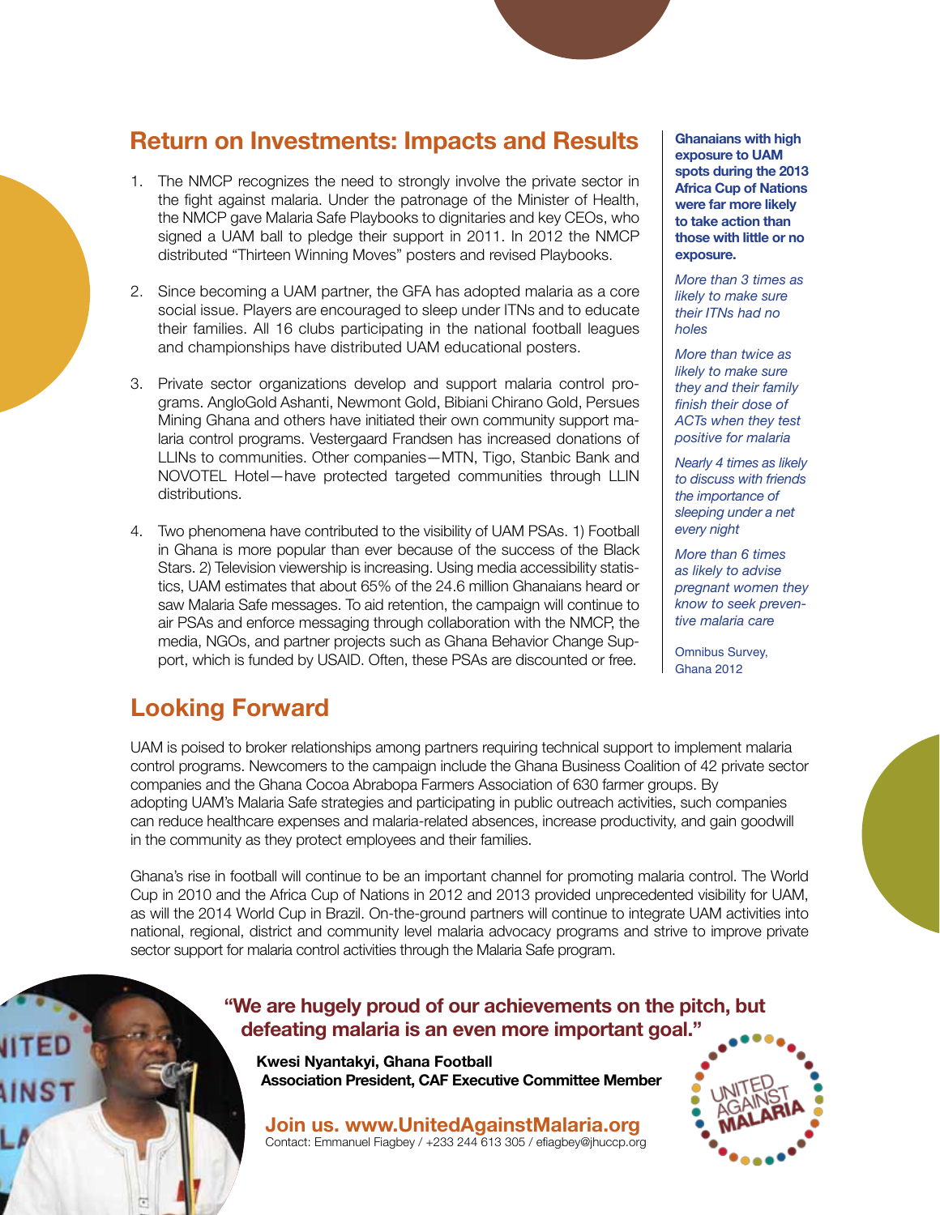## Return on Investments: Impacts and Results

1. The NMCP recognizes the need to strongly involve the private sector in the fight against malaria. Under the patronage of the Minister of Health, the NMCP gave Malaria Safe Playbooks to dignitaries and key CEOs, who signed a UAM ball to pledge their support in 2011. In 2012 the NMCP distributed "Thirteen Winning Moves" posters and revised Playbooks.

2. Since becoming a UAM partner, the GFA has adopted malaria as a core social issue. Players are encouraged to sleep under ITNs and to educate their families. All 16 clubs participating in the national football leagues and championships have distributed UAM educational posters.

3. Private sector organizations develop and support malaria control programs. AngloGold Ashanti, Newmont Gold, Bibiani Chirano Gold, Persues Mining Ghana and others have initiated their own community support malaria control programs. Vestergaard Frandsen has increased donations of LLINs to communities. Other companies—MTN, Tigo, Stanbic Bank and NOVOTEL Hotel—have protected targeted communities through LLIN distributions.

4. Two phenomena have contributed to the visibility of UAM PSAs. 1) Football in Ghana is more popular than ever because of the success of the Black Stars. 2) Television viewership is increasing. Using media accessibility statistics, UAM estimates that about 65% of the 24.6 million Ghanaians heard or saw Malaria Safe messages. To aid retention, the campaign will continue to air PSAs and enforce messaging through collaboration with the NMCP, the media, NGOs, and partner projects such as Ghana Behavior Change Support, which is funded by USAID. Often, these PSAs are discounted or free.

**Ghanaians with high exposure to UAM spots during the 2013 Africa Cup of Nations were far more likely to take action than those with little or no exposure.**

*More than 3 times as likely to make sure their ITNs had no holes*

*More than twice as likely to make sure they and their family finish their dose of ACTs when they test positive for malaria*

*Nearly 4 times as likely to discuss with friends the importance of sleeping under a net every night*

*More than 6 times as likely to advise pregnant women they know to seek preventive malaria care*

Omnibus Survey, Ghana 2012

## Looking Forward

UAM is poised to broker relationships among partners requiring technical support to implement malaria control programs. Newcomers to the campaign include the Ghana Business Coalition of 42 private sector companies and the Ghana Cocoa Abrabopa Farmers Association of 630 farmer groups. By adopting UAM's Malaria Safe strategies and participating in public outreach activities, such companies can reduce healthcare expenses and malaria-related absences, increase productivity, and gain goodwill in the community as they protect employees and their families.

Ghana's rise in football will continue to be an important channel for promoting malaria control. The World Cup in 2010 and the Africa Cup of Nations in 2012 and 2013 provided unprecedented visibility for UAM, as will the 2014 World Cup in Brazil. On-the-ground partners will continue to integrate UAM activities into national, regional, district and community level malaria advocacy programs and strive to improve private sector support for malaria control activities through the Malaria Safe program.

**"We are hugely proud of our achievements on the pitch, but defeating malaria is an even more important goal."**

**Kwesi Nyantakyi, Ghana Football Association President, CAF Executive Committee Member**

**Join us. www.UnitedAgainstMalaria.org**

Contact: Emmanuel Fiagbey / +233 244 613 305 / efiagbey@jhuccp.org

UNITED AGAINST MALARIA